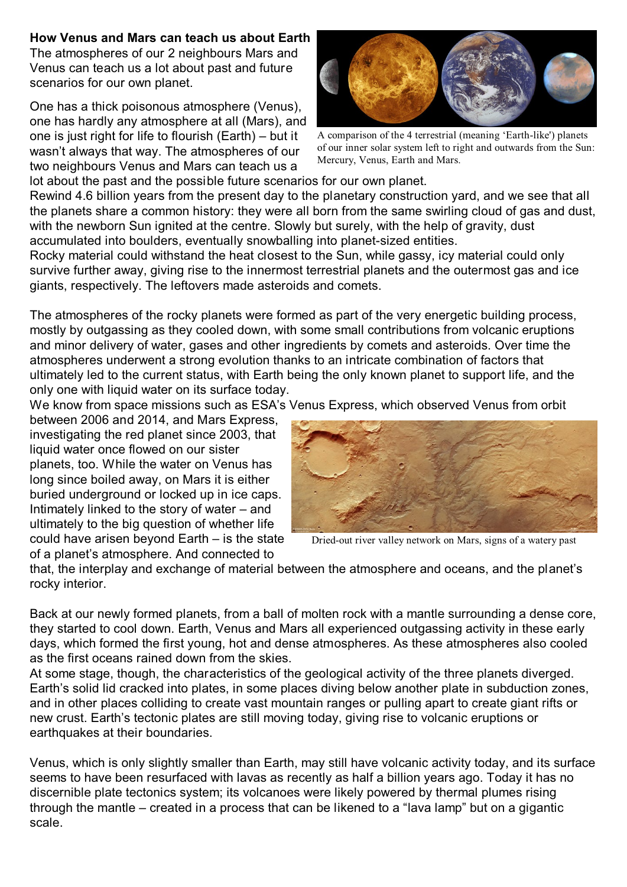**How Venus and Mars can teach us about Earth**

The atmospheres of our 2 neighbours Mars and Venus can teach us a lot about past and future scenarios for our own planet.

One has a thick poisonous atmosphere (Venus), one has hardly any atmosphere at all (Mars), and one is just right for life to flourish (Earth) – but it wasn't always that way. The atmospheres of our two neighbours Venus and Mars can teach us a lot about the past and the possible future scenarios for our own planet.

A comparison of the 4 terrestrial (meaning 'Earth-like') planets of our inner solar system left to right and outwards from the Sun: Mercury, Venus, Earth and Mars.

Rewind 4.6 billion years from the present day to the planetary construction yard, and we see that all the planets share a common history: they were all born from the same swirling cloud of gas and dust, with the newborn Sun ignited at the centre. Slowly but surely, with the help of gravity, dust accumulated into boulders, eventually snowballing into planet-sized entities.

Rocky material could withstand the heat closest to the Sun, while gassy, icy material could only survive further away, giving rise to the innermost terrestrial planets and the outermost gas and ice giants, respectively. The leftovers made asteroids and comets.

The atmospheres of the rocky planets were formed as part of the very energetic building process, mostly by outgassing as they cooled down, with some small contributions from volcanic eruptions and minor delivery of water, gases and other ingredients by comets and asteroids. Over time the atmospheres underwent a strong evolution thanks to an intricate combination of factors that ultimately led to the current status, with Earth being the only known planet to support life, and the only one with liquid water on its surface today.

We know from space missions such as ESA's Venus Express, which observed Venus from orbit between 2006 and 2014, and Mars Express, investigating the red planet since 2003, that liquid water once flowed on our sister planets, too. While the water on Venus has long since boiled away, on Mars it is either buried underground or locked up in ice caps. Intimately linked to the story of water – and ultimately to the big question of whether life could have arisen beyond Earth – is the state of a planet's atmosphere. And connected to that, the interplay and exchange of material between the atmosphere and oceans, and the planet's rocky interior.

Dried-out river valley network on Mars, signs of a watery past

Back at our newly formed planets, from a ball of molten rock with a mantle surrounding a dense core, they started to cool down. Earth, Venus and Mars all experienced outgassing activity in these early days, which formed the first young, hot and dense atmospheres. As these atmospheres also cooled as the first oceans rained down from the skies.

At some stage, though, the characteristics of the geological activity of the three planets diverged. Earth's solid lid cracked into plates, in some places diving below another plate in subduction zones, and in other places colliding to create vast mountain ranges or pulling apart to create giant rifts or new crust. Earth's tectonic plates are still moving today, giving rise to volcanic eruptions or earthquakes at their boundaries.

Venus, which is only slightly smaller than Earth, may still have volcanic activity today, and its surface seems to have been resurfaced with lavas as recently as half a billion years ago. Today it has no discernible plate tectonics system; its volcanoes were likely powered by thermal plumes rising through the mantle – created in a process that can be likened to a "lava lamp" but on a gigantic scale.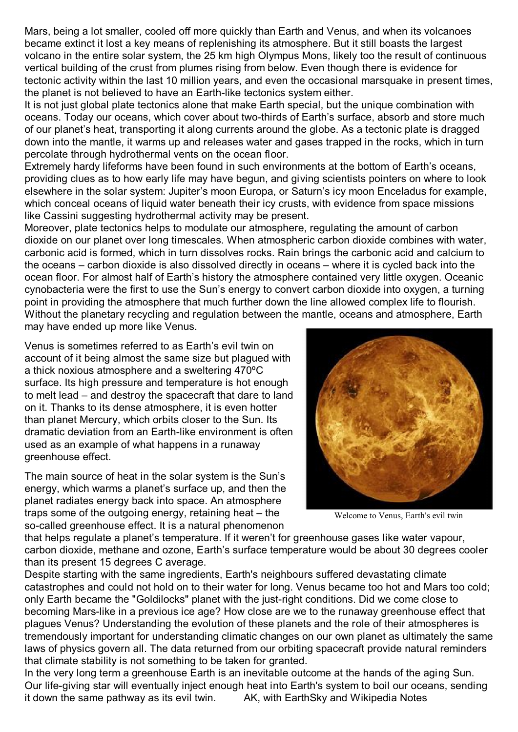Mars, being a lot smaller, cooled off more quickly than Earth and Venus, and when its volcanoes became extinct it lost a key means of replenishing its atmosphere. But it still boasts the largest volcano in the entire solar system, the 25 km high Olympus Mons, likely too the result of continuous vertical building of the crust from plumes rising from below. Even though there is evidence for tectonic activity within the last 10 million years, and even the occasional marsquake in present times, the planet is not believed to have an Earth-like tectonics system either.

It is not just global plate tectonics alone that make Earth special, but the unique combination with oceans. Today our oceans, which cover about two-thirds of Earth's surface, absorb and store much of our planet's heat, transporting it along currents around the globe. As a tectonic plate is dragged down into the mantle, it warms up and releases water and gases trapped in the rocks, which in turn percolate through hydrothermal vents on the ocean floor.

Extremely hardy lifeforms have been found in such environments at the bottom of Earth's oceans, providing clues as to how early life may have begun, and giving scientists pointers on where to look elsewhere in the solar system: Jupiter's moon Europa, or Saturn's icy moon Enceladus for example, which conceal oceans of liquid water beneath their icy crusts, with evidence from space missions like Cassini suggesting hydrothermal activity may be present.

Moreover, plate tectonics helps to modulate our atmosphere, regulating the amount of carbon dioxide on our planet over long timescales. When atmospheric carbon dioxide combines with water, carbonic acid is formed, which in turn dissolves rocks. Rain brings the carbonic acid and calcium to the oceans – carbon dioxide is also dissolved directly in oceans – where it is cycled back into the ocean floor. For almost half of Earth's history the atmosphere contained very little oxygen. Oceanic cynobacteria were the first to use the Sun's energy to convert carbon dioxide into oxygen, a turning point in providing the atmosphere that much further down the line allowed complex life to flourish. Without the planetary recycling and regulation between the mantle, oceans and atmosphere, Earth may have ended up more like Venus.

Venus is sometimes referred to as Earth's evil twin on account of it being almost the same size but plagued with a thick noxious atmosphere and a sweltering 470ºC surface. Its high pressure and temperature is hot enough to melt lead – and destroy the spacecraft that dare to land on it. Thanks to its dense atmosphere, it is even hotter than planet Mercury, which orbits closer to the Sun. Its dramatic deviation from an Earth-like environment is often used as an example of what happens in a runaway greenhouse effect.

Welcome to Venus, Earth's evil twin

The main source of heat in the solar system is the Sun's energy, which warms a planet's surface up, and then the planet radiates energy back into space. An atmosphere traps some of the outgoing energy, retaining heat – the so-called greenhouse effect. It is a natural phenomenon that helps regulate a planet's temperature. If it weren't for greenhouse gases like water vapour, carbon dioxide, methane and ozone, Earth's surface temperature would be about 30 degrees cooler than its present 15 degrees C average.

Despite starting with the same ingredients, Earth's neighbours suffered devastating climate catastrophes and could not hold on to their water for long. Venus became too hot and Mars too cold; only Earth became the "Goldilocks" planet with the just-right conditions. Did we come close to becoming Mars-like in a previous ice age? How close are we to the runaway greenhouse effect that plagues Venus? Understanding the evolution of these planets and the role of their atmospheres is tremendously important for understanding climatic changes on our own planet as ultimately the same laws of physics govern all. The data returned from our orbiting spacecraft provide natural reminders that climate stability is not something to be taken for granted.

In the very long term a greenhouse Earth is an inevitable outcome at the hands of the aging Sun. Our life-giving star will eventually inject enough heat into Earth's system to boil our oceans, sending it down the same pathway as its evil twin. AK, with EarthSky and Wikipedia Notes